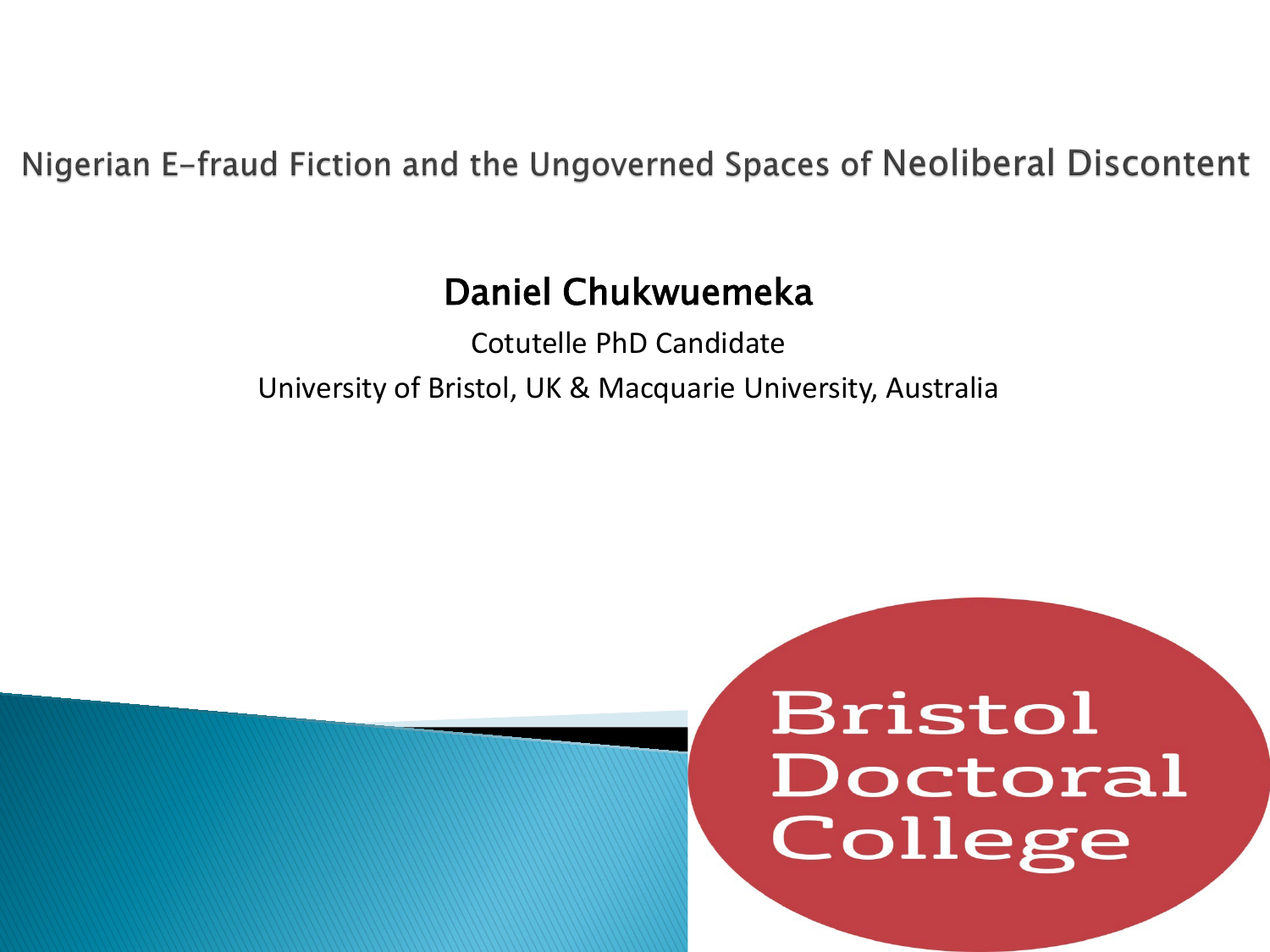# Nigerian E-fraud Fiction and the Ungoverned Spaces of Neoliberal Discontent

**Daniel Chukwuemeka**

Cotutelle PhD Candidate

University of Bristol, UK & Macquarie University, Australia

Bristol Doctoral College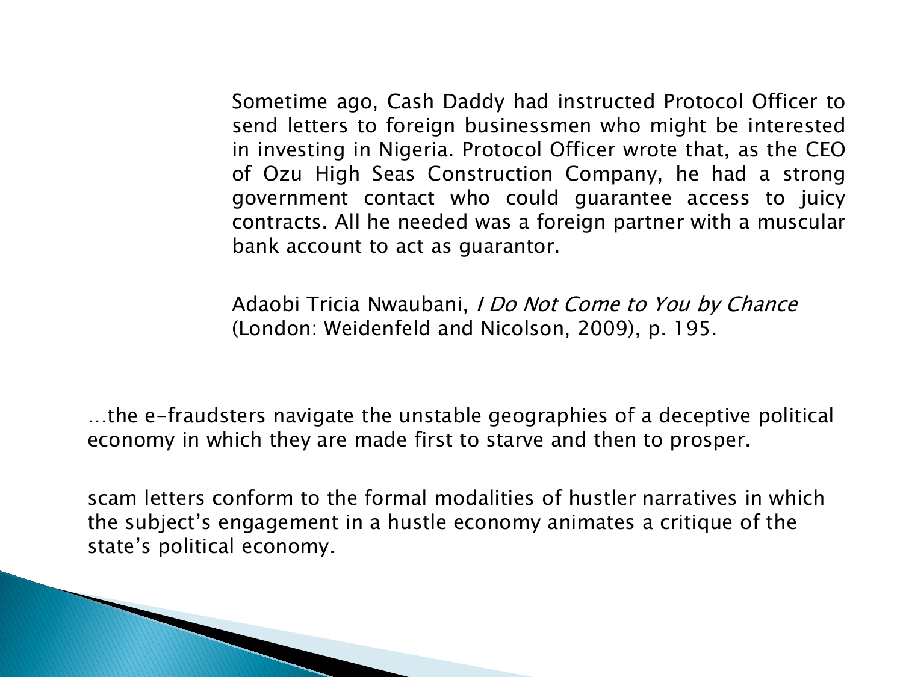> Sometime ago, Cash Daddy had instructed Protocol Officer to send letters to foreign businessmen who might be interested in investing in Nigeria. Protocol Officer wrote that, as the CEO of Ozu High Seas Construction Company, he had a strong government contact who could guarantee access to juicy contracts. All he needed was a foreign partner with a muscular bank account to act as guarantor.
>
> Adaobi Tricia Nwaubani, *I Do Not Come to You by Chance* (London: Weidenfeld and Nicolson, 2009), p. 195.

…the e-fraudsters navigate the unstable geographies of a deceptive political economy in which they are made first to starve and then to prosper.

scam letters conform to the formal modalities of hustler narratives in which the subject's engagement in a hustle economy animates a critique of the state's political economy.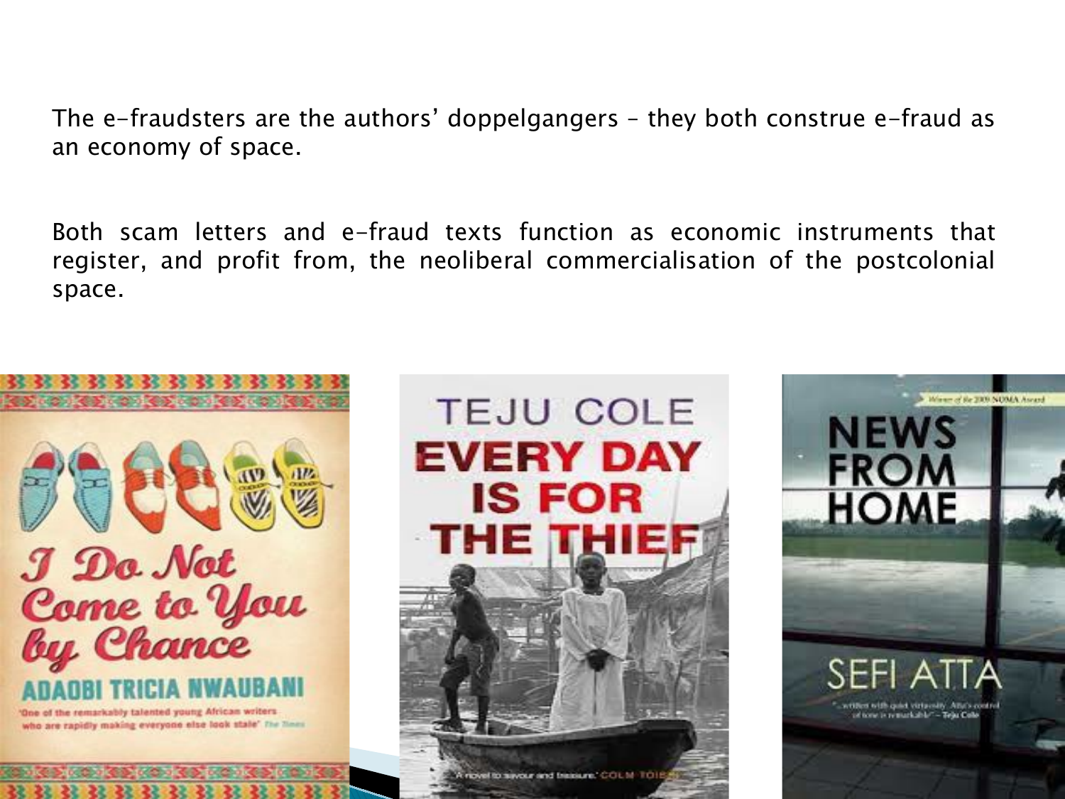The e-fraudsters are the authors' doppelgangers – they both construe e-fraud as an economy of space.

Both scam letters and e-fraud texts function as economic instruments that register, and profit from, the neoliberal commercialisation of the postcolonial space.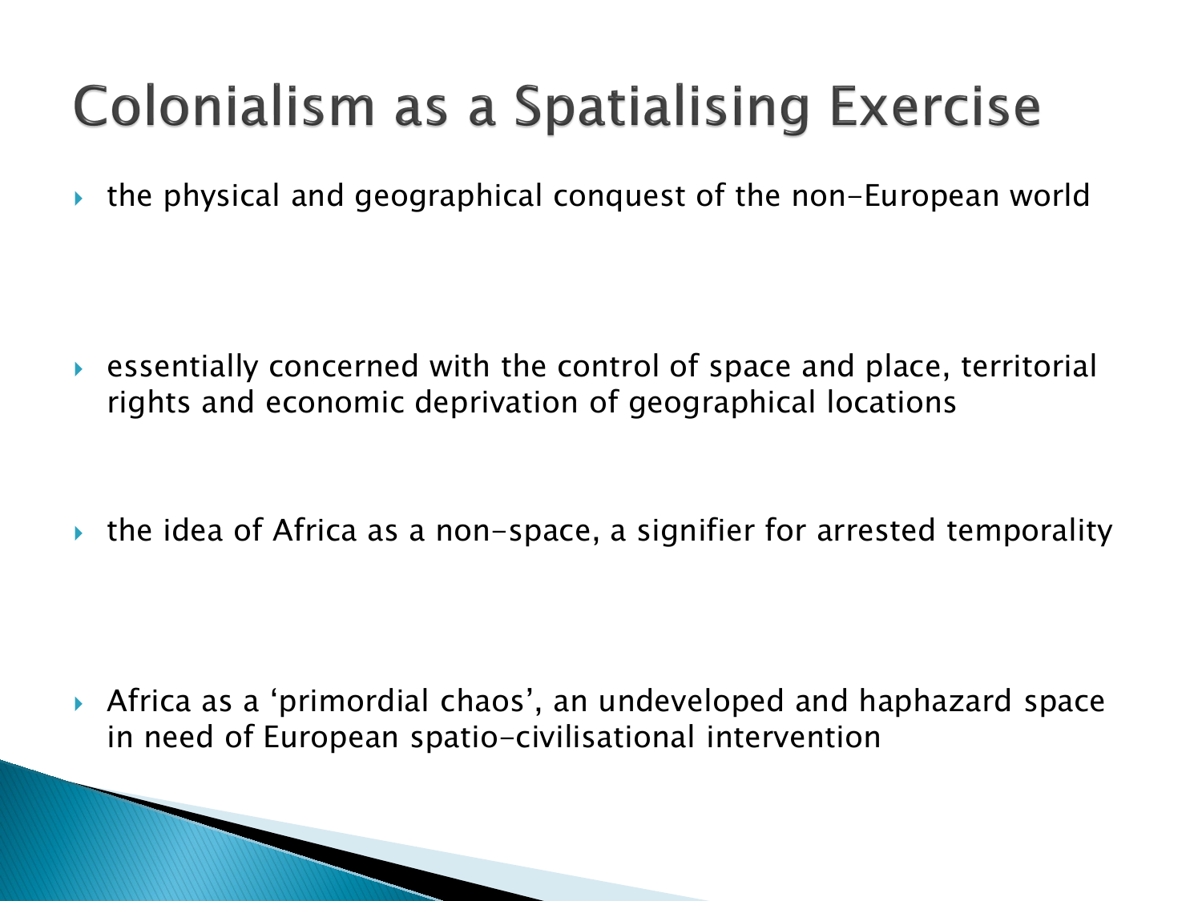# Colonialism as a Spatialising Exercise

- the physical and geographical conquest of the non-European world
- essentially concerned with the control of space and place, territorial rights and economic deprivation of geographical locations
- the idea of Africa as a non-space, a signifier for arrested temporality
- Africa as a 'primordial chaos', an undeveloped and haphazard space in need of European spatio-civilisational intervention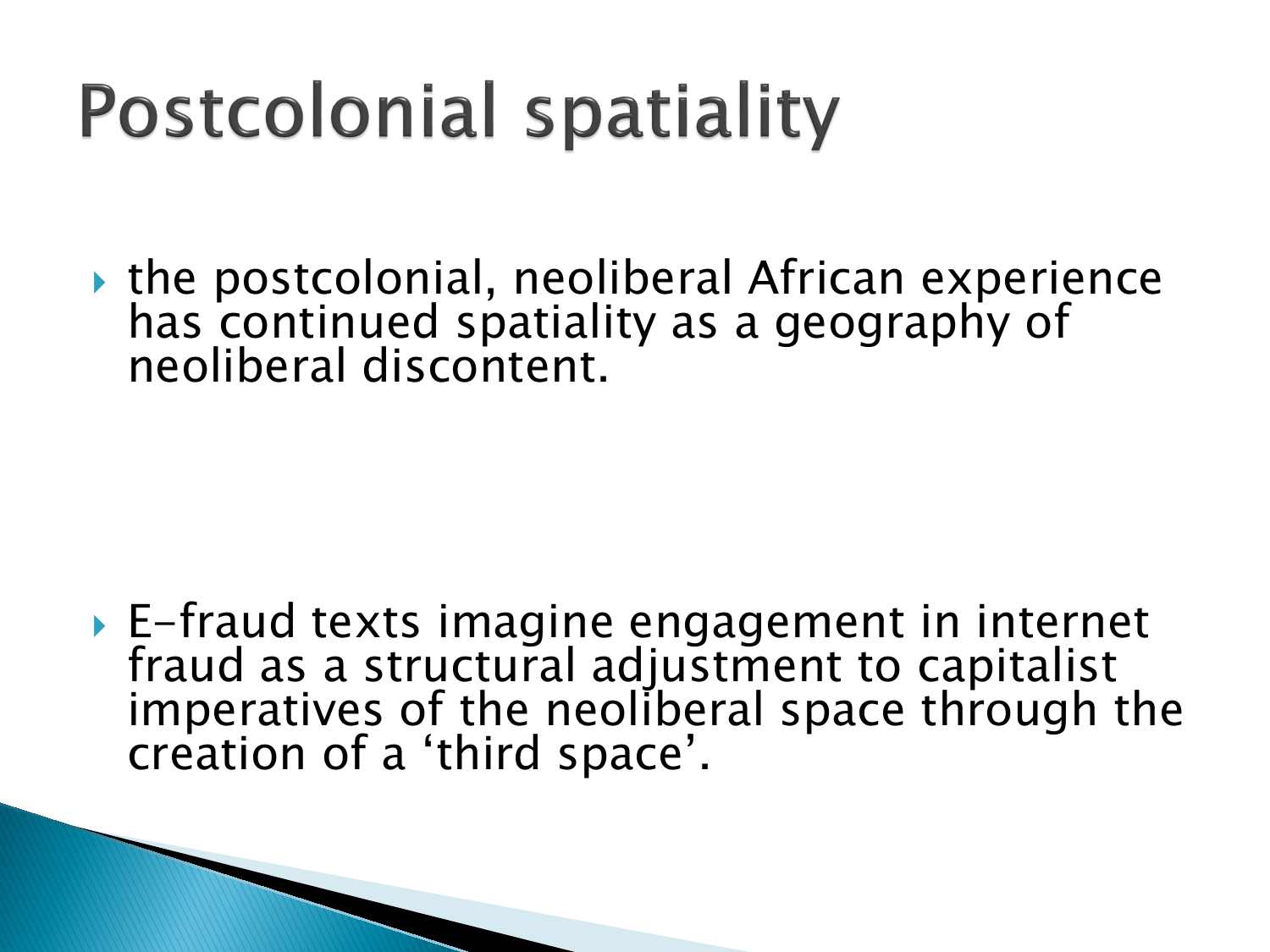# Postcolonial spatiality

- the postcolonial, neoliberal African experience has continued spatiality as a geography of neoliberal discontent.

- E-fraud texts imagine engagement in internet fraud as a structural adjustment to capitalist imperatives of the neoliberal space through the creation of a ‘third space’.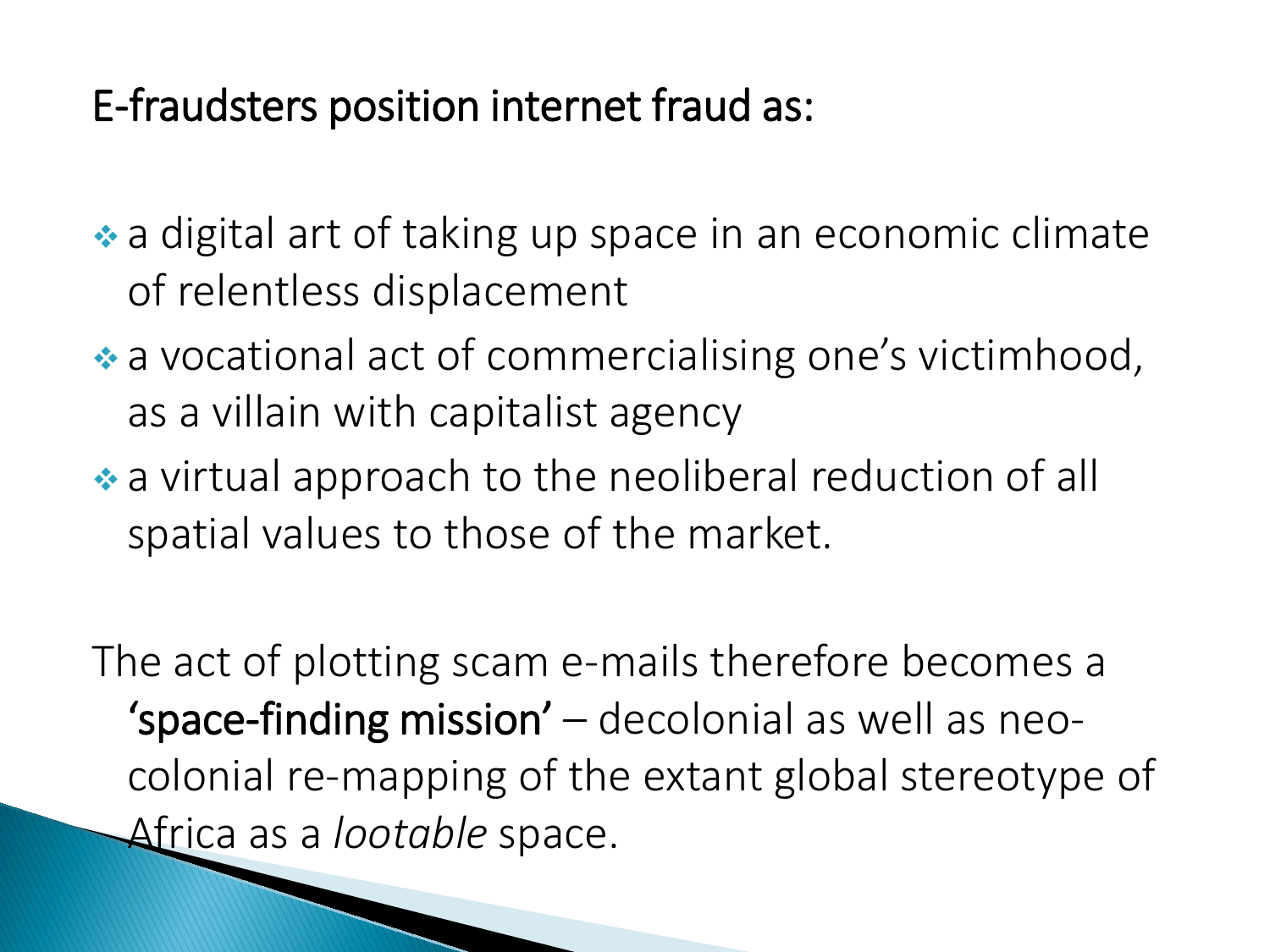## E-fraudsters position internet fraud as:

- a digital art of taking up space in an economic climate of relentless displacement
- a vocational act of commercialising one's victimhood, as a villain with capitalist agency
- a virtual approach to the neoliberal reduction of all spatial values to those of the market.

The act of plotting scam e-mails therefore becomes a **'space-finding mission'** – decolonial as well as neo-colonial re-mapping of the extant global stereotype of Africa as a *lootable* space.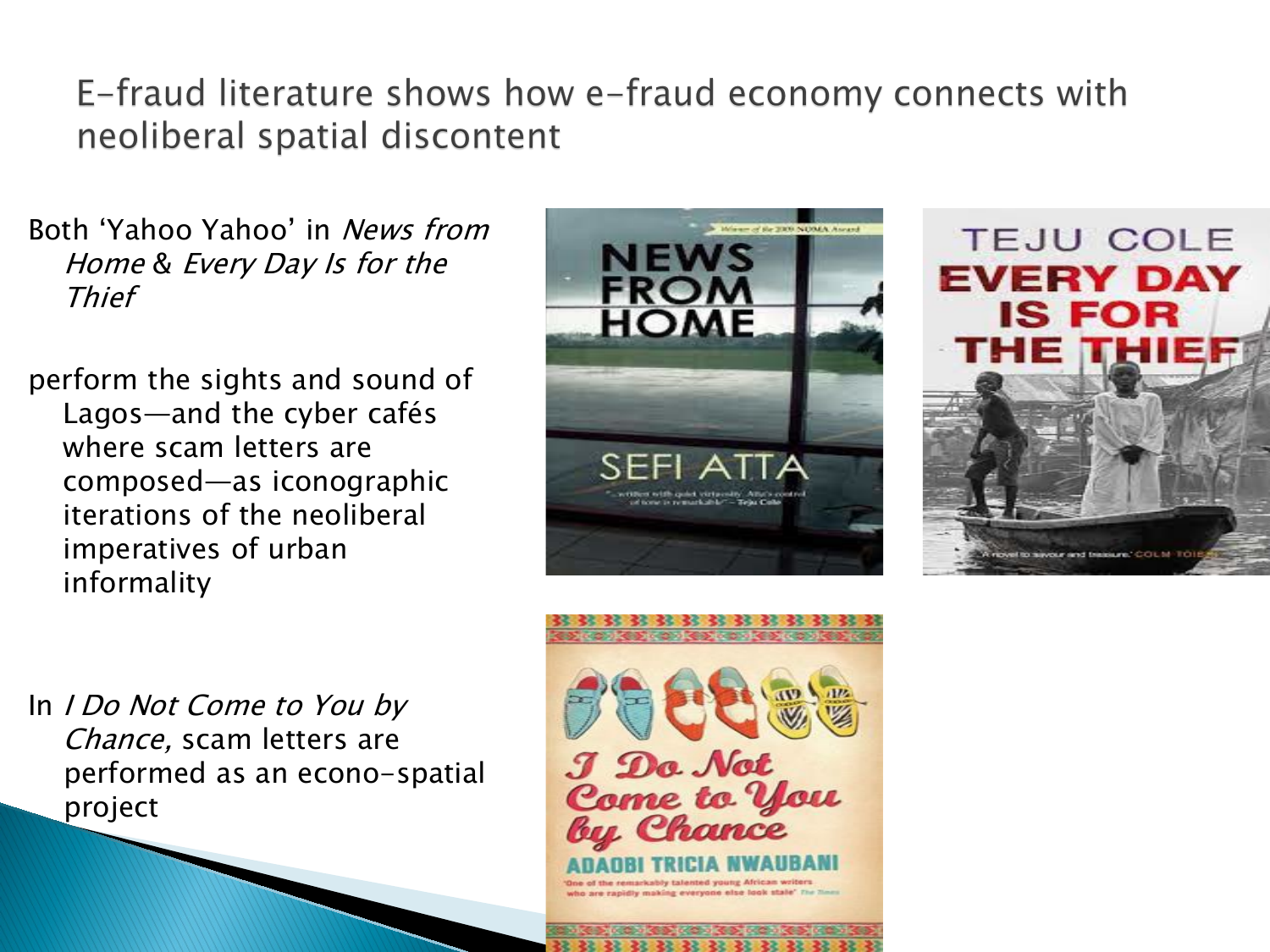# E-fraud literature shows how e-fraud economy connects with neoliberal spatial discontent

Both 'Yahoo Yahoo' in *News from Home* & *Every Day Is for the Thief*

perform the sights and sound of Lagos—and the cyber cafés where scam letters are composed—as iconographic iterations of the neoliberal imperatives of urban informality

In *I Do Not Come to You by Chance*, scam letters are performed as an econo-spatial project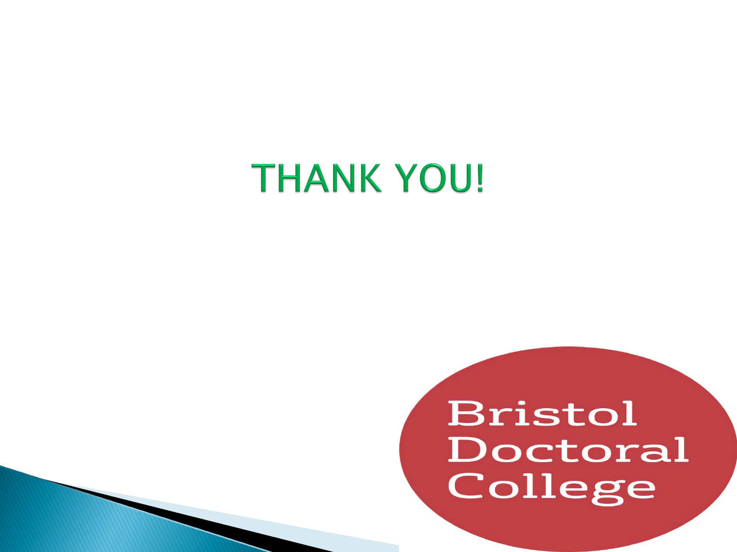# THANK YOU!

Bristol Doctoral College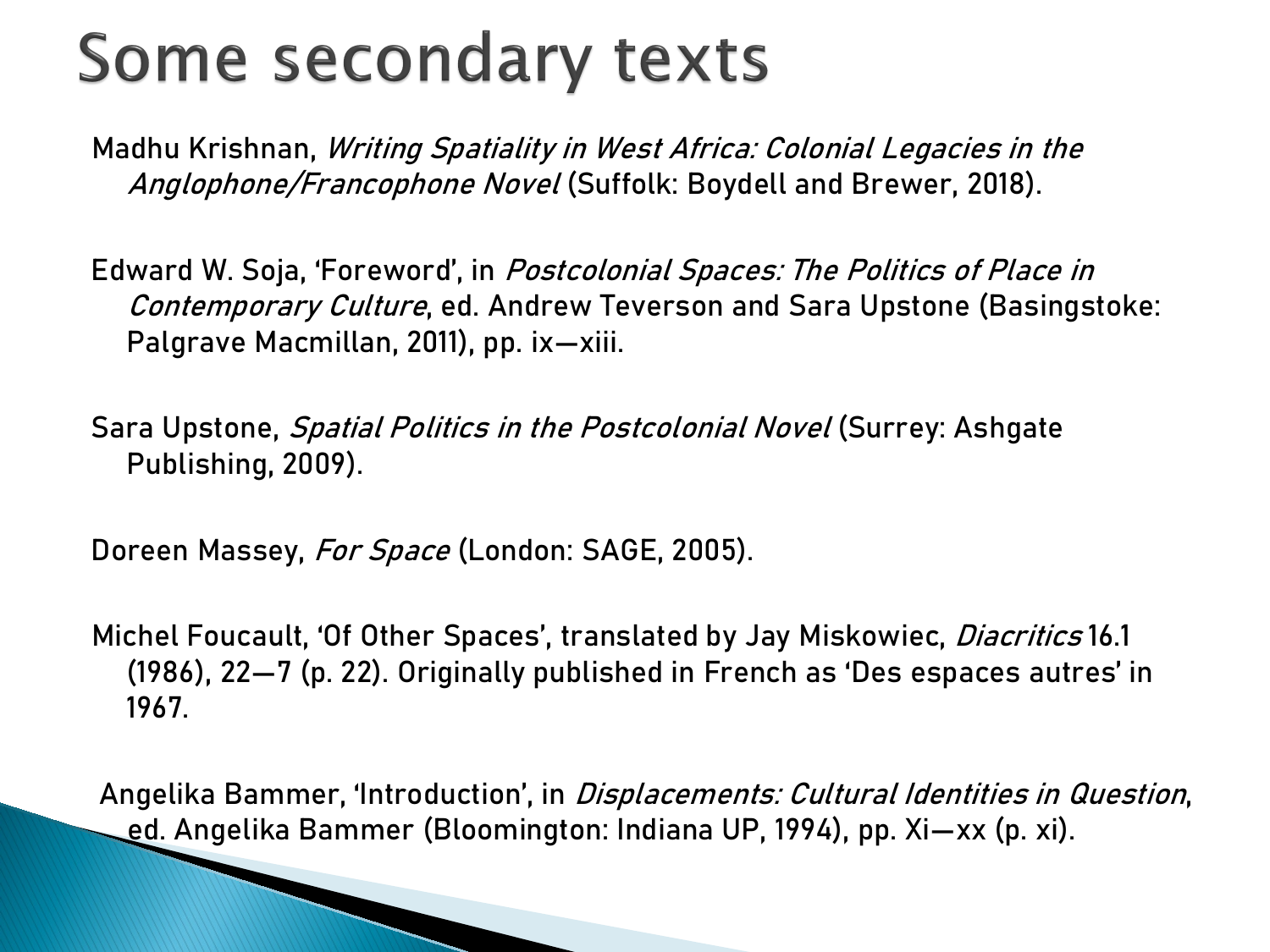# Some secondary texts

Madhu Krishnan, *Writing Spatiality in West Africa: Colonial Legacies in the Anglophone/Francophone Novel* (Suffolk: Boydell and Brewer, 2018).

Edward W. Soja, 'Foreword', in *Postcolonial Spaces: The Politics of Place in Contemporary Culture*, ed. Andrew Teverson and Sara Upstone (Basingstoke: Palgrave Macmillan, 2011), pp. ix—xiii.

Sara Upstone, *Spatial Politics in the Postcolonial Novel* (Surrey: Ashgate Publishing, 2009).

Doreen Massey, *For Space* (London: SAGE, 2005).

Michel Foucault, 'Of Other Spaces', translated by Jay Miskowiec, *Diacritics* 16.1 (1986), 22—7 (p. 22). Originally published in French as 'Des espaces autres' in 1967.

Angelika Bammer, 'Introduction', in *Displacements: Cultural Identities in Question*, ed. Angelika Bammer (Bloomington: Indiana UP, 1994), pp. Xi—xx (p. xi).